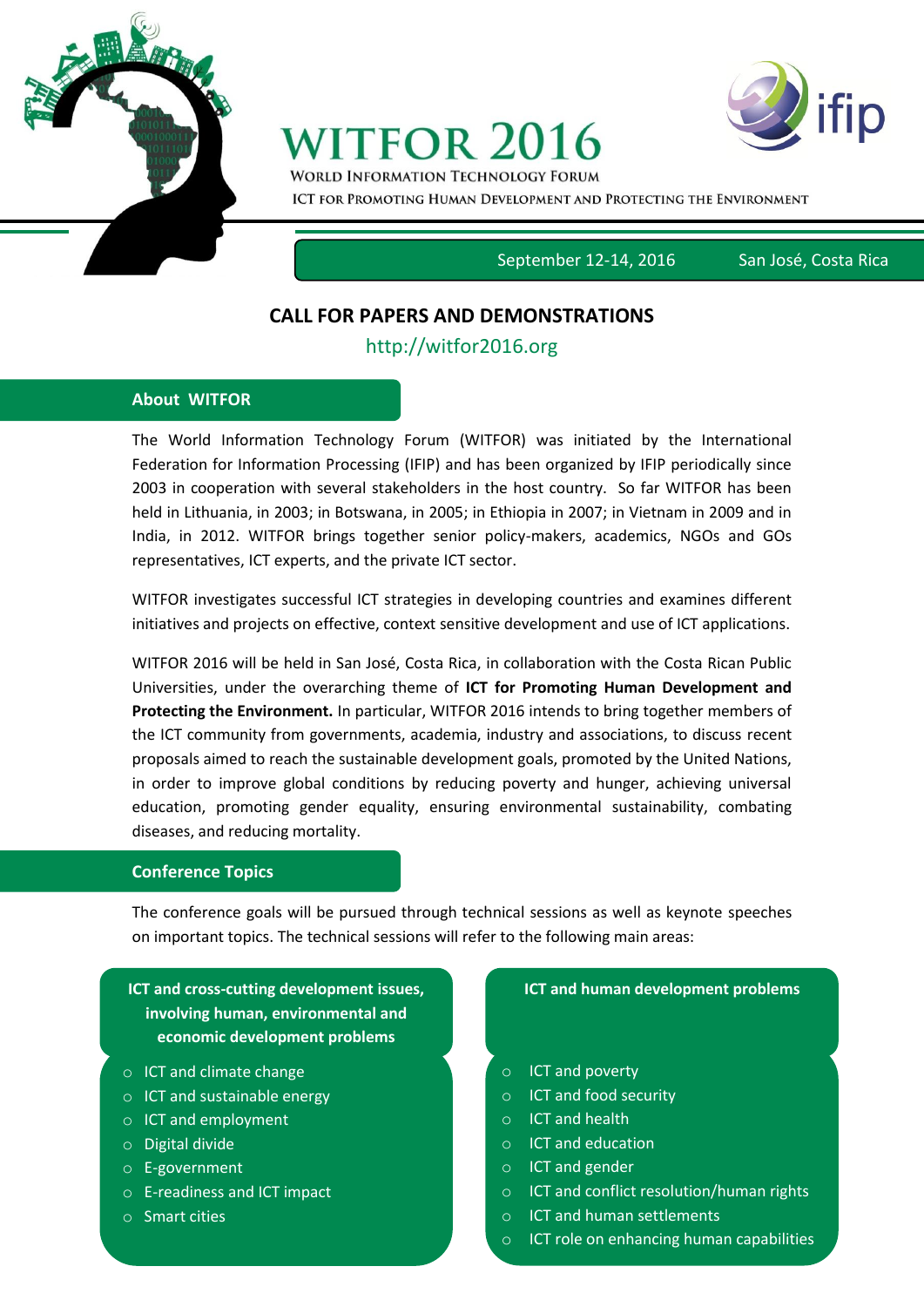# WITFOR 2016

WORLD INFORMATION TECHNOLOGY FORUM

ICT FOR PROMOTING HUMAN DEVELOPMENT AND PROTECTING THE ENVIRONMENT

September 12-14, 2016 San José, Costa Rica

## CALL FOR PAPERS AND DEMONSTRATIONS

http://witfor2016.org

### About WITFOR

The World Information Technology Forum (WITFOR) was initiated by the International Federation for Information Processing (IFIP) and has been organized by IFIP periodically since 2003 in cooperation with several stakeholders in the host country. So far WITFOR has been held in Lithuania, in 2003; in Botswana, in 2005; in Ethiopia in 2007; in Vietnam in 2009 and in India, in 2012. WITFOR brings together senior policy-makers, academics, NGOs and GOs representatives, ICT experts, and the private ICT sector.

WITFOR investigates successful ICT strategies in developing countries and examines different initiatives and projects on effective, context sensitive development and use of ICT applications.

WITFOR 2016 will be held in San José, Costa Rica, in collaboration with the Costa Rican Public Universities, under the overarching theme of **ICT for Promoting Human Development and Protecting the Environment.** In particular, WITFOR 2016 intends to bring together members of the ICT community from governments, academia, industry and associations, to discuss recent proposals aimed to reach the sustainable development goals, promoted by the United Nations, in order to improve global conditions by reducing poverty and hunger, achieving universal education, promoting gender equality, ensuring environmental sustainability, combating diseases, and reducing mortality.

### Conference Topics

The conference goals will be pursued through technical sessions as well as keynote speeches on important topics. The technical sessions will refer to the following main areas:

**ICT and cross-cutting development issues, involving human, environmental and economic development problems**

- ICT and climate change
- ICT and sustainable energy
- ICT and employment
- Digital divide
- E-government
- E-readiness and ICT impact
- Smart cities

**ICT and human development problems**

- ICT and poverty
- ICT and food security
- ICT and health
- ICT and education
- ICT and gender
- ICT and conflict resolution/human rights
- ICT and human settlements
- ICT role on enhancing human capabilities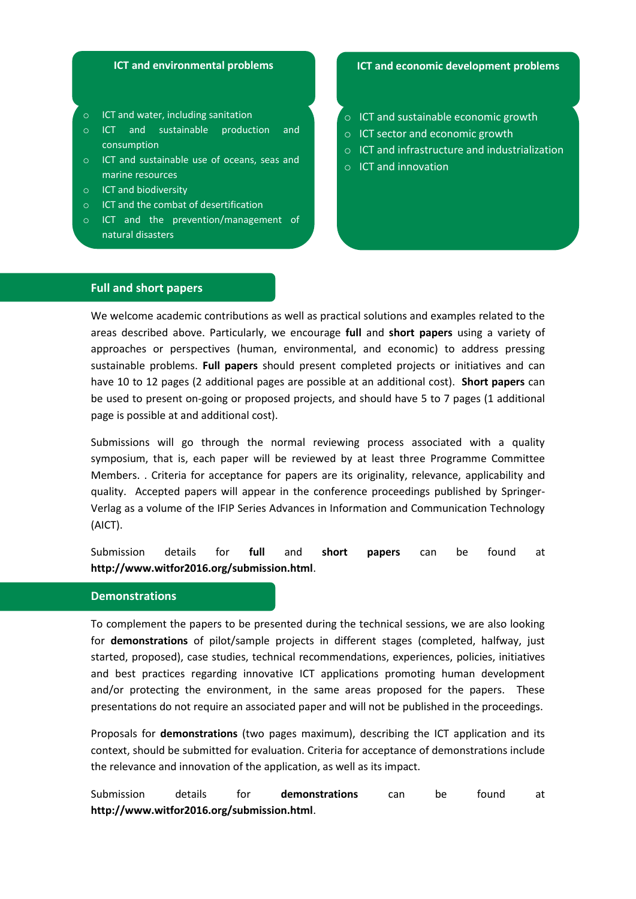### ICT and environmental problems

- ICT and water, including sanitation
- ICT and sustainable production and consumption
- ICT and sustainable use of oceans, seas and marine resources
- ICT and biodiversity
- ICT and the combat of desertification
- ICT and the prevention/management of natural disasters

### ICT and economic development problems

- ICT and sustainable economic growth
- ICT sector and economic growth
- ICT and infrastructure and industrialization
- ICT and innovation

## Full and short papers

We welcome academic contributions as well as practical solutions and examples related to the areas described above. Particularly, we encourage **full** and **short papers** using a variety of approaches or perspectives (human, environmental, and economic) to address pressing sustainable problems. **Full papers** should present completed projects or initiatives and can have 10 to 12 pages (2 additional pages are possible at an additional cost). **Short papers** can be used to present on-going or proposed projects, and should have 5 to 7 pages (1 additional page is possible at and additional cost).

Submissions will go through the normal reviewing process associated with a quality symposium, that is, each paper will be reviewed by at least three Programme Committee Members. . Criteria for acceptance for papers are its originality, relevance, applicability and quality. Accepted papers will appear in the conference proceedings published by Springer-Verlag as a volume of the IFIP Series Advances in Information and Communication Technology (AICT).

Submission details for **full** and **short papers** can be found at **http://www.witfor2016.org/submission.html**.

## Demonstrations

To complement the papers to be presented during the technical sessions, we are also looking for **demonstrations** of pilot/sample projects in different stages (completed, halfway, just started, proposed), case studies, technical recommendations, experiences, policies, initiatives and best practices regarding innovative ICT applications promoting human development and/or protecting the environment, in the same areas proposed for the papers. These presentations do not require an associated paper and will not be published in the proceedings.

Proposals for **demonstrations** (two pages maximum), describing the ICT application and its context, should be submitted for evaluation. Criteria for acceptance of demonstrations include the relevance and innovation of the application, as well as its impact.

Submission details for **demonstrations** can be found at **http://www.witfor2016.org/submission.html**.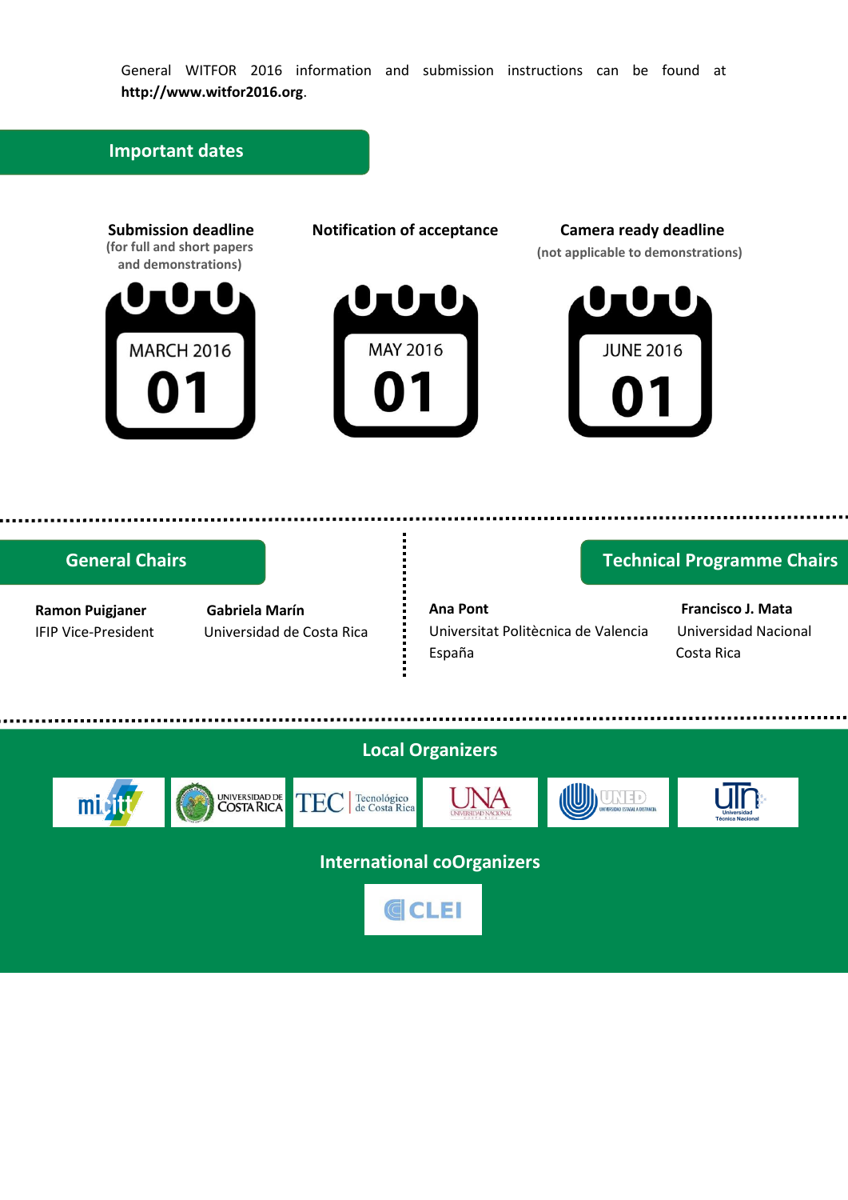General WITFOR 2016 information and submission instructions can be found at **http://www.witfor2016.org**.

## Important dates

**Submission deadline**
**(for full and short papers and demonstrations)**
MARCH 2016
01

**Notification of acceptance**
MAY 2016
01

**Camera ready deadline**
**(not applicable to demonstrations)**
JUNE 2016
01

## General Chairs

**Ramon Puigjaner**
IFIP Vice-President

**Gabriela Marín**
Universidad de Costa Rica

## Technical Programme Chairs

**Ana Pont**
Universitat Politècnica de Valencia
España

**Francisco J. Mata**
Universidad Nacional
Costa Rica

## Local Organizers

micitt
UNIVERSIDAD DE COSTA RICA
TEC Tecnológico de Costa Rica
UNA UNIVERSIDAD NACIONAL COSTA RICA
UNED UNIVERSIDAD ESTATAL A DISTANCIA
utn Universidad Técnica Nacional

## International coOrganizers

CLEI